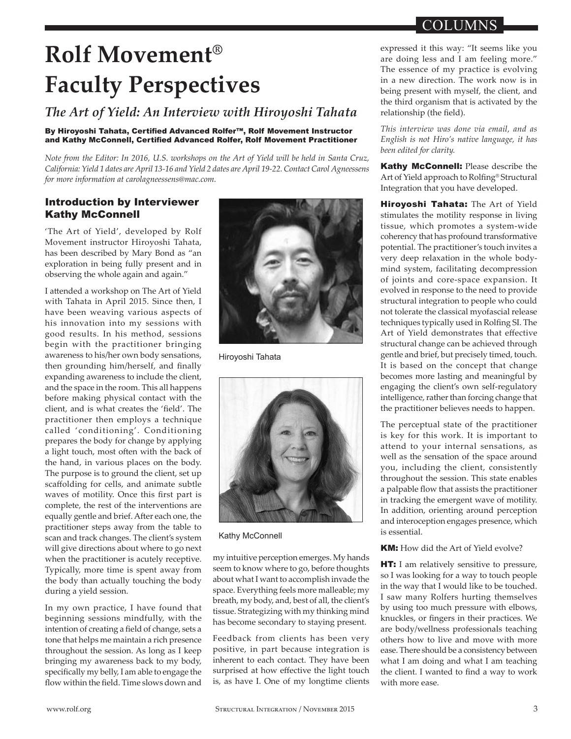# Rolf Movement® Faculty Perspectives

## *The Art of Yield: An Interview with Hiroyoshi Tahata*

**By Hiroyoshi Tahata, Certified Advanced Rolfer™, Rolf Movement Instructor and Kathy McConnell, Certified Advanced Rolfer, Rolf Movement Practitioner**

*Note from the Editor: In 2016, U.S. workshops on the Art of Yield will be held in Santa Cruz, California: Yield 1 dates are April 13-16 and Yield 2 dates are April 19-22. Contact Carol Agneessens for more information at carolagneessens@mac.com.*

### Introduction by Interviewer Kathy McConnell

'The Art of Yield', developed by Rolf Movement instructor Hiroyoshi Tahata, has been described by Mary Bond as "an exploration in being fully present and in observing the whole again and again."

I attended a workshop on The Art of Yield with Tahata in April 2015. Since then, I have been weaving various aspects of his innovation into my sessions with good results. In his method, sessions begin with the practitioner bringing awareness to his/her own body sensations, then grounding him/herself, and finally expanding awareness to include the client, and the space in the room. This all happens before making physical contact with the client, and is what creates the 'field'. The practitioner then employs a technique called 'conditioning'. Conditioning prepares the body for change by applying a light touch, most often with the back of the hand, in various places on the body. The purpose is to ground the client, set up scaffolding for cells, and animate subtle waves of motility. Once this first part is complete, the rest of the interventions are equally gentle and brief. After each one, the practitioner steps away from the table to scan and track changes. The client's system will give directions about where to go next when the practitioner is acutely receptive. Typically, more time is spent away from the body than actually touching the body during a yield session.

In my own practice, I have found that beginning sessions mindfully, with the intention of creating a field of change, sets a tone that helps me maintain a rich presence throughout the session. As long as I keep bringing my awareness back to my body, specifically my belly, I am able to engage the flow within the field. Time slows down and my intuitive perception emerges. My hands seem to know where to go, before thoughts about what I want to accomplish invade the space. Everything feels more malleable; my breath, my body, and, best of all, the client's tissue. Strategizing with my thinking mind has become secondary to staying present.

Hiroyoshi Tahata

Kathy McConnell

Feedback from clients has been very positive, in part because integration is inherent to each contact. They have been surprised at how effective the light touch is, as have I. One of my longtime clients expressed it this way: "It seems like you are doing less and I am feeling more." The essence of my practice is evolving in a new direction. The work now is in being present with myself, the client, and the third organism that is activated by the relationship (the field).

*This interview was done via email, and as English is not Hiro's native language, it has been edited for clarity.*

**Kathy McConnell:** Please describe the Art of Yield approach to Rolfing® Structural Integration that you have developed.

**Hiroyoshi Tahata:** The Art of Yield stimulates the motility response in living tissue, which promotes a system-wide coherency that has profound transformative potential. The practitioner's touch invites a very deep relaxation in the whole body-mind system, facilitating decompression of joints and core-space expansion. It evolved in response to the need to provide structural integration to people who could not tolerate the classical myofascial release techniques typically used in Rolfing SI. The Art of Yield demonstrates that effective structural change can be achieved through gentle and brief, but precisely timed, touch. It is based on the concept that change becomes more lasting and meaningful by engaging the client's own self-regulatory intelligence, rather than forcing change that the practitioner believes needs to happen.

The perceptual state of the practitioner is key for this work. It is important to attend to your internal sensations, as well as the sensation of the space around you, including the client, consistently throughout the session. This state enables a palpable flow that assists the practitioner in tracking the emergent wave of motility. In addition, orienting around perception and interoception engages presence, which is essential.

**KM:** How did the Art of Yield evolve?

**HT:** I am relatively sensitive to pressure, so I was looking for a way to touch people in the way that I would like to be touched. I saw many Rolfers hurting themselves by using too much pressure with elbows, knuckles, or fingers in their practices. We are body/wellness professionals teaching others how to live and move with more ease. There should be a consistency between what I am doing and what I am teaching the client. I wanted to find a way to work with more ease.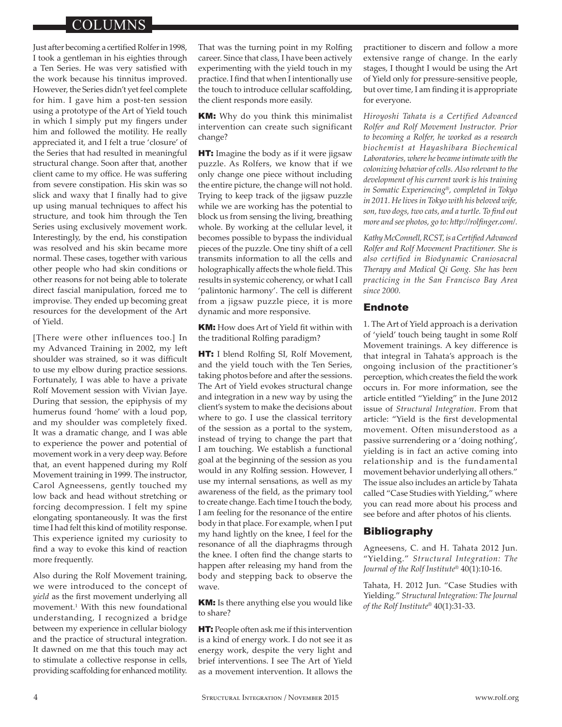Just after becoming a certified Rolfer in 1998, I took a gentleman in his eighties through a Ten Series. He was very satisfied with the work because his tinnitus improved. However, the Series didn't yet feel complete for him. I gave him a post-ten session using a prototype of the Art of Yield touch in which I simply put my fingers under him and followed the motility. He really appreciated it, and I felt a true 'closure' of the Series that had resulted in meaningful structural change. Soon after that, another client came to my office. He was suffering from severe constipation. His skin was so slick and waxy that I finally had to give up using manual techniques to affect his structure, and took him through the Ten Series using exclusively movement work. Interestingly, by the end, his constipation was resolved and his skin became more normal. These cases, together with various other people who had skin conditions or other reasons for not being able to tolerate direct fascial manipulation, forced me to improvise. They ended up becoming great resources for the development of the Art of Yield.

[There were other influences too.] In my Advanced Training in 2002, my left shoulder was strained, so it was difficult to use my elbow during practice sessions. Fortunately, I was able to have a private Rolf Movement session with Vivian Jaye. During that session, the epiphysis of my humerus found 'home' with a loud pop, and my shoulder was completely fixed. It was a dramatic change, and I was able to experience the power and potential of movement work in a very deep way. Before that, an event happened during my Rolf Movement training in 1999. The instructor, Carol Agneessens, gently touched my low back and head without stretching or forcing decompression. I felt my spine elongating spontaneously. It was the first time I had felt this kind of motility response. This experience ignited my curiosity to find a way to evoke this kind of reaction more frequently.

Also during the Rolf Movement training, we were introduced to the concept of *yield* as the first movement underlying all movement.[1] With this new foundational understanding, I recognized a bridge between my experience in cellular biology and the practice of structural integration. It dawned on me that this touch may act to stimulate a collective response in cells, providing scaffolding for enhanced motility. That was the turning point in my Rolfing career. Since that class, I have been actively experimenting with the yield touch in my practice. I find that when I intentionally use the touch to introduce cellular scaffolding, the client responds more easily.

**KM:** Why do you think this minimalist intervention can create such significant change?

**HT:** Imagine the body as if it were jigsaw puzzle. As Rolfers, we know that if we only change one piece without including the entire picture, the change will not hold. Trying to keep track of the jigsaw puzzle while we are working has the potential to block us from sensing the living, breathing whole. By working at the cellular level, it becomes possible to bypass the individual pieces of the puzzle. One tiny shift of a cell transmits information to all the cells and holographically affects the whole field. This results in systemic coherency, or what I call 'palintonic harmony'. The cell is different from a jigsaw puzzle piece, it is more dynamic and more responsive.

**KM:** How does Art of Yield fit within with the traditional Rolfing paradigm?

**HT:** I blend Rolfing SI, Rolf Movement, and the yield touch with the Ten Series, taking photos before and after the sessions. The Art of Yield evokes structural change and integration in a new way by using the client's system to make the decisions about where to go. I use the classical territory of the session as a portal to the system, instead of trying to change the part that I am touching. We establish a functional goal at the beginning of the session as you would in any Rolfing session. However, I use my internal sensations, as well as my awareness of the field, as the primary tool to create change. Each time I touch the body, I am feeling for the resonance of the entire body in that place. For example, when I put my hand lightly on the knee, I feel for the resonance of all the diaphragms through the knee. I often find the change starts to happen after releasing my hand from the body and stepping back to observe the wave.

**KM:** Is there anything else you would like to share?

**HT:** People often ask me if this intervention is a kind of energy work. I do not see it as energy work, despite the very light and brief interventions. I see The Art of Yield as a movement intervention. It allows the practitioner to discern and follow a more extensive range of change. In the early stages, I thought I would be using the Art of Yield only for pressure-sensitive people, but over time, I am finding it is appropriate for everyone.

*Hiroyoshi Tahata is a Certified Advanced Rolfer and Rolf Movement Instructor. Prior to becoming a Rolfer, he worked as a research biochemist at Hayashibara Biochemical Laboratories, where he became intimate with the colonizing behavior of cells. Also relevant to the development of his current work is his training in Somatic Experiencing®, completed in Tokyo in 2011. He lives in Tokyo with his beloved wife, son, two dogs, two cats, and a turtle. To find out more and see photos, go to: http://rolfinger.com/.*

*Kathy McConnell, RCST, is a Certified Advanced Rolfer and Rolf Movement Practitioner. She is also certified in Biodynamic Craniosacral Therapy and Medical Qi Gong. She has been practicing in the San Francisco Bay Area since 2000.*

## Endnote

1. The Art of Yield approach is a derivation of 'yield' touch being taught in some Rolf Movement trainings. A key difference is that integral in Tahata's approach is the ongoing inclusion of the practitioner's perception, which creates the field the work occurs in. For more information, see the article entitled "Yielding" in the June 2012 issue of *Structural Integration*. From that article: "Yield is the first developmental movement. Often misunderstood as a passive surrendering or a 'doing nothing', yielding is in fact an active coming into relationship and is the fundamental movement behavior underlying all others." The issue also includes an article by Tahata called "Case Studies with Yielding," where you can read more about his process and see before and after photos of his clients.

## Bibliography

Agneesens, C. and H. Tahata 2012 Jun. "Yielding." *Structural Integration: The Journal of the Rolf Institute®* 40(1):10-16.

Tahata, H. 2012 Jun. "Case Studies with Yielding." *Structural Integration: The Journal of the Rolf Institute®* 40(1):31-33.